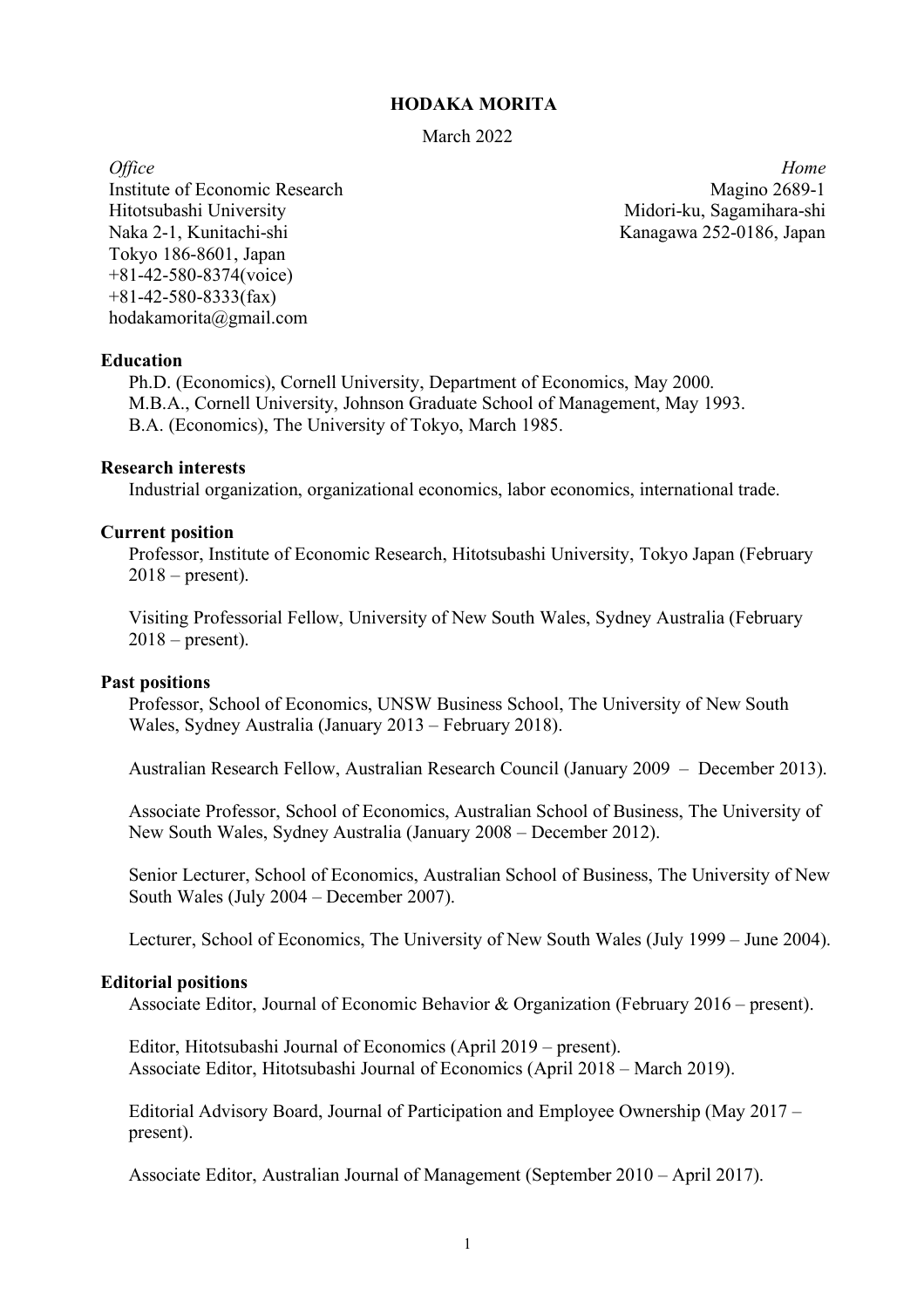# HODAKA MORITA

March 2022

*Office*
Institute of Economic Research
Hitotsubashi University
Naka 2-1, Kunitachi-shi
Tokyo 186-8601, Japan
+81-42-580-8374(voice)
+81-42-580-8333(fax)
hodakamorita@gmail.com

*Home*
Magino 2689-1
Midori-ku, Sagamihara-shi
Kanagawa 252-0186, Japan

## Education

Ph.D. (Economics), Cornell University, Department of Economics, May 2000.
M.B.A., Cornell University, Johnson Graduate School of Management, May 1993.
B.A. (Economics), The University of Tokyo, March 1985.

## Research interests

Industrial organization, organizational economics, labor economics, international trade.

## Current position

Professor, Institute of Economic Research, Hitotsubashi University, Tokyo Japan (February 2018 – present).

Visiting Professorial Fellow, University of New South Wales, Sydney Australia (February 2018 – present).

## Past positions

Professor, School of Economics, UNSW Business School, The University of New South Wales, Sydney Australia (January 2013 – February 2018).

Australian Research Fellow, Australian Research Council (January 2009 – December 2013).

Associate Professor, School of Economics, Australian School of Business, The University of New South Wales, Sydney Australia (January 2008 – December 2012).

Senior Lecturer, School of Economics, Australian School of Business, The University of New South Wales (July 2004 – December 2007).

Lecturer, School of Economics, The University of New South Wales (July 1999 – June 2004).

## Editorial positions

Associate Editor, Journal of Economic Behavior & Organization (February 2016 – present).

Editor, Hitotsubashi Journal of Economics (April 2019 – present).
Associate Editor, Hitotsubashi Journal of Economics (April 2018 – March 2019).

Editorial Advisory Board, Journal of Participation and Employee Ownership (May 2017 – present).

Associate Editor, Australian Journal of Management (September 2010 – April 2017).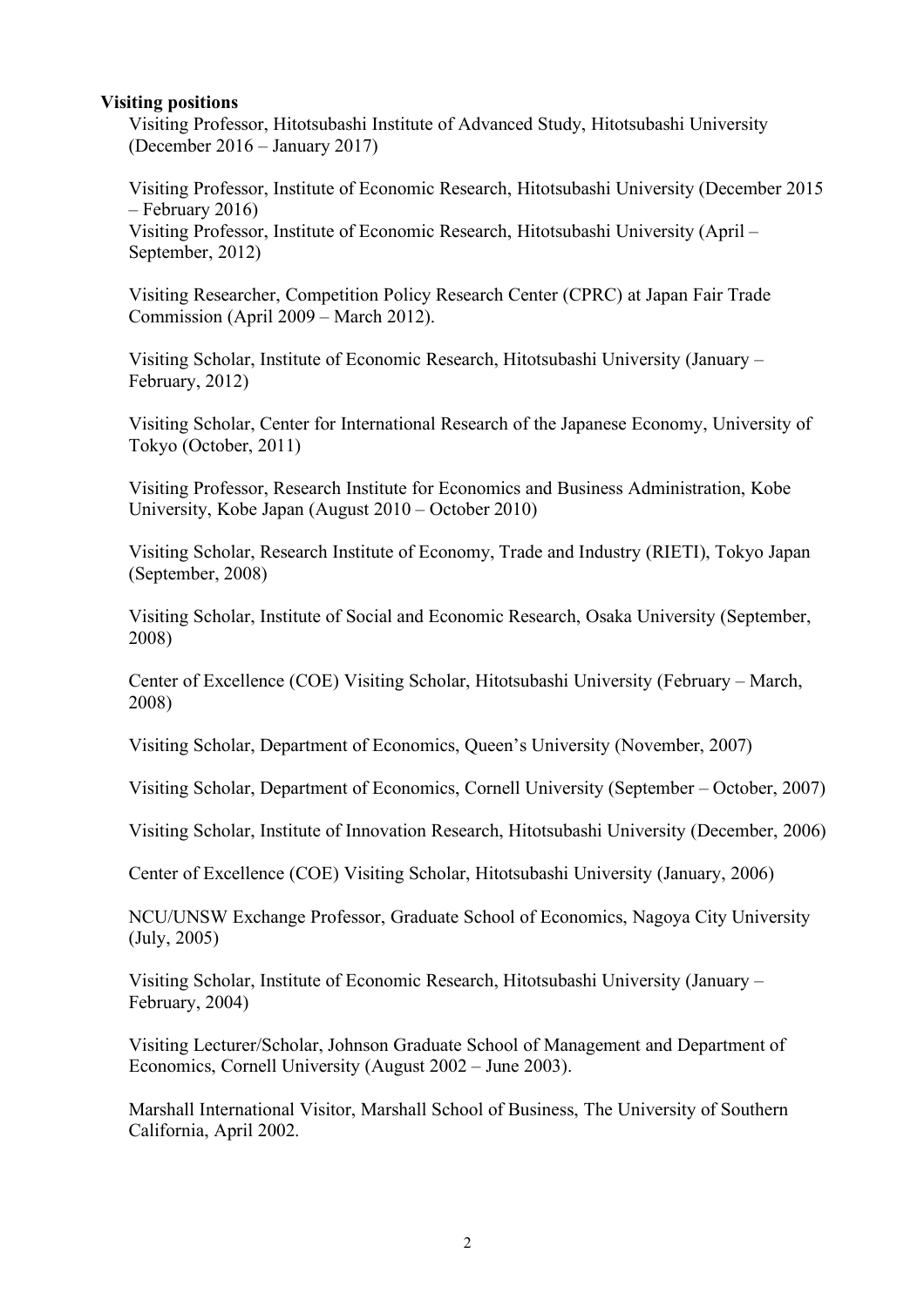**Visiting positions**

Visiting Professor, Hitotsubashi Institute of Advanced Study, Hitotsubashi University (December 2016 – January 2017)

Visiting Professor, Institute of Economic Research, Hitotsubashi University (December 2015 – February 2016)
Visiting Professor, Institute of Economic Research, Hitotsubashi University (April – September, 2012)

Visiting Researcher, Competition Policy Research Center (CPRC) at Japan Fair Trade Commission (April 2009 – March 2012).

Visiting Scholar, Institute of Economic Research, Hitotsubashi University (January – February, 2012)

Visiting Scholar, Center for International Research of the Japanese Economy, University of Tokyo (October, 2011)

Visiting Professor, Research Institute for Economics and Business Administration, Kobe University, Kobe Japan (August 2010 – October 2010)

Visiting Scholar, Research Institute of Economy, Trade and Industry (RIETI), Tokyo Japan (September, 2008)

Visiting Scholar, Institute of Social and Economic Research, Osaka University (September, 2008)

Center of Excellence (COE) Visiting Scholar, Hitotsubashi University (February – March, 2008)

Visiting Scholar, Department of Economics, Queen's University (November, 2007)

Visiting Scholar, Department of Economics, Cornell University (September – October, 2007)

Visiting Scholar, Institute of Innovation Research, Hitotsubashi University (December, 2006)

Center of Excellence (COE) Visiting Scholar, Hitotsubashi University (January, 2006)

NCU/UNSW Exchange Professor, Graduate School of Economics, Nagoya City University (July, 2005)

Visiting Scholar, Institute of Economic Research, Hitotsubashi University (January – February, 2004)

Visiting Lecturer/Scholar, Johnson Graduate School of Management and Department of Economics, Cornell University (August 2002 – June 2003).

Marshall International Visitor, Marshall School of Business, The University of Southern California, April 2002.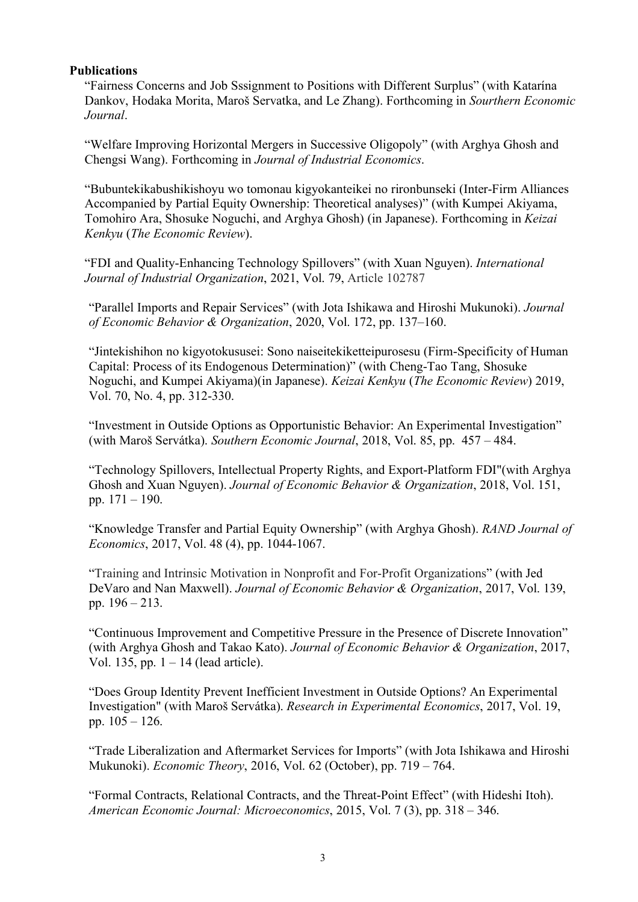**Publications**

"Fairness Concerns and Job Sssignment to Positions with Different Surplus" (with Katarína Dankov, Hodaka Morita, Maroš Servatka, and Le Zhang). Forthcoming in *Southern Economic Journal*.

"Welfare Improving Horizontal Mergers in Successive Oligopoly" (with Arghya Ghosh and Chengsi Wang). Forthcoming in *Journal of Industrial Economics*.

"Bubuntekikabushikishoyu wo tomonau kigyokanteikei no rironbunseki (Inter-Firm Alliances Accompanied by Partial Equity Ownership: Theoretical analyses)" (with Kumpei Akiyama, Tomohiro Ara, Shosuke Noguchi, and Arghya Ghosh) (in Japanese). Forthcoming in *Keizai Kenkyu* (*The Economic Review*).

"FDI and Quality-Enhancing Technology Spillovers" (with Xuan Nguyen). *International Journal of Industrial Organization*, 2021, Vol. 79, Article 102787

"Parallel Imports and Repair Services" (with Jota Ishikawa and Hiroshi Mukunoki). *Journal of Economic Behavior & Organization*, 2020, Vol. 172, pp. 137–160.

"Jintekishihon no kigyotokususei: Sono naiseitekiketteipurosesu (Firm-Specificity of Human Capital: Process of its Endogenous Determination)" (with Cheng-Tao Tang, Shosuke Noguchi, and Kumpei Akiyama)(in Japanese). *Keizai Kenkyu* (*The Economic Review*) 2019, Vol. 70, No. 4, pp. 312-330.

"Investment in Outside Options as Opportunistic Behavior: An Experimental Investigation" (with Maroš Servátka). *Southern Economic Journal*, 2018, Vol. 85, pp. 457 – 484.

"Technology Spillovers, Intellectual Property Rights, and Export-Platform FDI"(with Arghya Ghosh and Xuan Nguyen). *Journal of Economic Behavior & Organization*, 2018, Vol. 151, pp. 171 – 190.

"Knowledge Transfer and Partial Equity Ownership" (with Arghya Ghosh). *RAND Journal of Economics*, 2017, Vol. 48 (4), pp. 1044-1067.

"Training and Intrinsic Motivation in Nonprofit and For-Profit Organizations" (with Jed DeVaro and Nan Maxwell). *Journal of Economic Behavior & Organization*, 2017, Vol. 139, pp. 196 – 213.

"Continuous Improvement and Competitive Pressure in the Presence of Discrete Innovation" (with Arghya Ghosh and Takao Kato). *Journal of Economic Behavior & Organization*, 2017, Vol. 135, pp. 1 – 14 (lead article).

"Does Group Identity Prevent Inefficient Investment in Outside Options? An Experimental Investigation" (with Maroš Servátka). *Research in Experimental Economics*, 2017, Vol. 19, pp. 105 – 126.

"Trade Liberalization and Aftermarket Services for Imports" (with Jota Ishikawa and Hiroshi Mukunoki). *Economic Theory*, 2016, Vol. 62 (October), pp. 719 – 764.

"Formal Contracts, Relational Contracts, and the Threat-Point Effect" (with Hideshi Itoh). *American Economic Journal: Microeconomics*, 2015, Vol. 7 (3), pp. 318 – 346.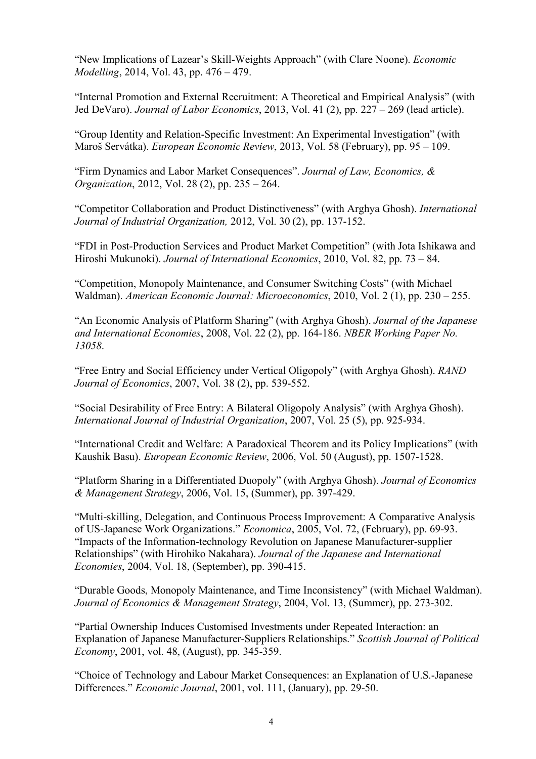"New Implications of Lazear's Skill-Weights Approach" (with Clare Noone). *Economic Modelling*, 2014, Vol. 43, pp. 476 – 479.

"Internal Promotion and External Recruitment: A Theoretical and Empirical Analysis" (with Jed DeVaro). *Journal of Labor Economics*, 2013, Vol. 41 (2), pp. 227 – 269 (lead article).

"Group Identity and Relation-Specific Investment: An Experimental Investigation" (with Maroš Servátka). *European Economic Review*, 2013, Vol. 58 (February), pp. 95 – 109.

"Firm Dynamics and Labor Market Consequences". *Journal of Law, Economics, & Organization*, 2012, Vol. 28 (2), pp. 235 – 264.

"Competitor Collaboration and Product Distinctiveness" (with Arghya Ghosh). *International Journal of Industrial Organization,* 2012, Vol. 30 (2), pp. 137-152.

"FDI in Post-Production Services and Product Market Competition" (with Jota Ishikawa and Hiroshi Mukunoki). *Journal of International Economics*, 2010, Vol. 82, pp. 73 – 84.

"Competition, Monopoly Maintenance, and Consumer Switching Costs" (with Michael Waldman). *American Economic Journal: Microeconomics*, 2010, Vol. 2 (1), pp. 230 – 255.

"An Economic Analysis of Platform Sharing" (with Arghya Ghosh). *Journal of the Japanese and International Economies*, 2008, Vol. 22 (2), pp. 164-186. *NBER Working Paper No. 13058*.

"Free Entry and Social Efficiency under Vertical Oligopoly" (with Arghya Ghosh). *RAND Journal of Economics*, 2007, Vol. 38 (2), pp. 539-552.

"Social Desirability of Free Entry: A Bilateral Oligopoly Analysis" (with Arghya Ghosh). *International Journal of Industrial Organization*, 2007, Vol. 25 (5), pp. 925-934.

"International Credit and Welfare: A Paradoxical Theorem and its Policy Implications" (with Kaushik Basu). *European Economic Review*, 2006, Vol. 50 (August), pp. 1507-1528.

"Platform Sharing in a Differentiated Duopoly" (with Arghya Ghosh). *Journal of Economics & Management Strategy*, 2006, Vol. 15, (Summer), pp. 397-429.

"Multi-skilling, Delegation, and Continuous Process Improvement: A Comparative Analysis of US-Japanese Work Organizations." *Economica*, 2005, Vol. 72, (February), pp. 69-93.
"Impacts of the Information-technology Revolution on Japanese Manufacturer-supplier Relationships" (with Hirohiko Nakahara). *Journal of the Japanese and International Economies*, 2004, Vol. 18, (September), pp. 390-415.

"Durable Goods, Monopoly Maintenance, and Time Inconsistency" (with Michael Waldman). *Journal of Economics & Management Strategy*, 2004, Vol. 13, (Summer), pp. 273-302.

"Partial Ownership Induces Customised Investments under Repeated Interaction: an Explanation of Japanese Manufacturer-Suppliers Relationships." *Scottish Journal of Political Economy*, 2001, vol. 48, (August), pp. 345-359.

"Choice of Technology and Labour Market Consequences: an Explanation of U.S.-Japanese Differences." *Economic Journal*, 2001, vol. 111, (January), pp. 29-50.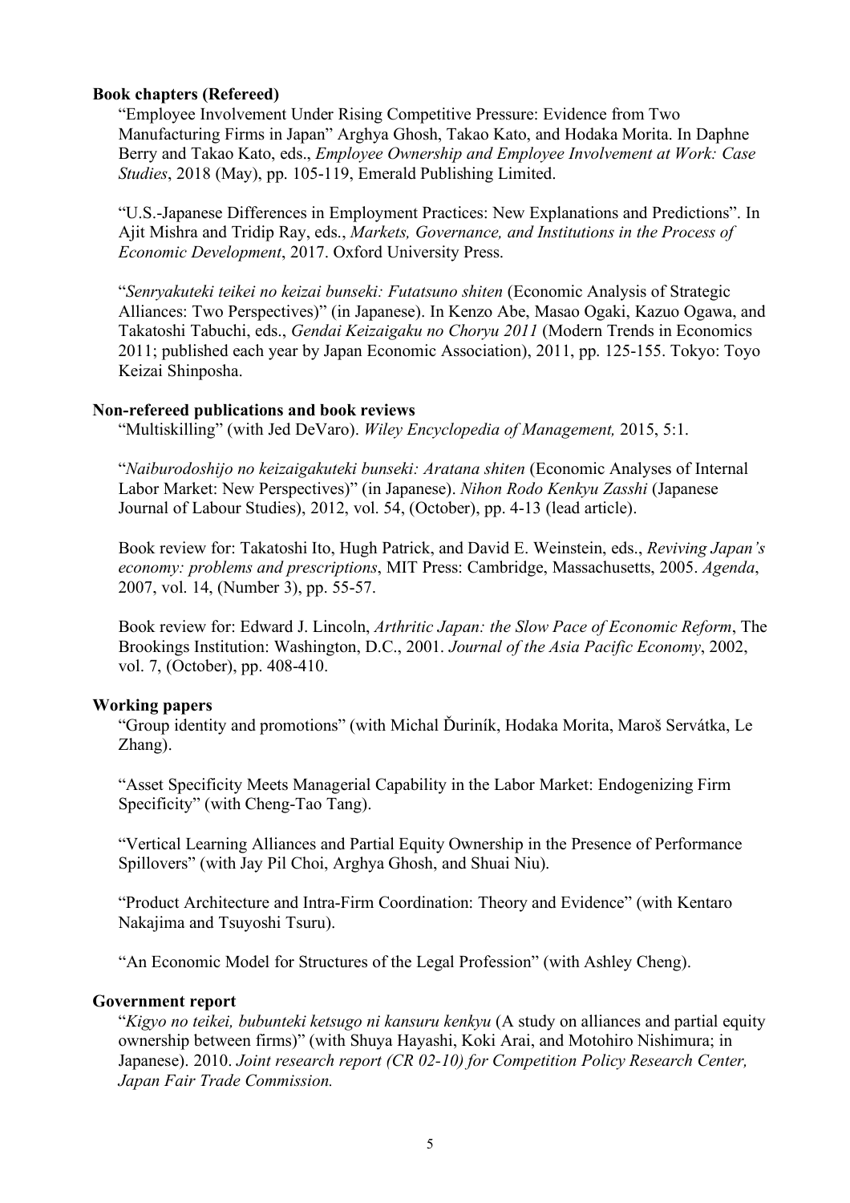**Book chapters (Refereed)**

"Employee Involvement Under Rising Competitive Pressure: Evidence from Two Manufacturing Firms in Japan" Arghya Ghosh, Takao Kato, and Hodaka Morita. In Daphne Berry and Takao Kato, eds., *Employee Ownership and Employee Involvement at Work: Case Studies*, 2018 (May), pp. 105-119, Emerald Publishing Limited.

"U.S.-Japanese Differences in Employment Practices: New Explanations and Predictions". In Ajit Mishra and Tridip Ray, eds., *Markets, Governance, and Institutions in the Process of Economic Development*, 2017. Oxford University Press.

"*Senryakuteki teikei no keizai bunseki: Futatsuno shiten* (Economic Analysis of Strategic Alliances: Two Perspectives)" (in Japanese). In Kenzo Abe, Masao Ogaki, Kazuo Ogawa, and Takatoshi Tabuchi, eds., *Gendai Keizaigaku no Choryu 2011* (Modern Trends in Economics 2011; published each year by Japan Economic Association), 2011, pp. 125-155. Tokyo: Toyo Keizai Shinposha.

**Non-refereed publications and book reviews**

"Multiskilling" (with Jed DeVaro). *Wiley Encyclopedia of Management,* 2015, 5:1.

"*Naiburodoshijo no keizaigakuteki bunseki: Aratana shiten* (Economic Analyses of Internal Labor Market: New Perspectives)" (in Japanese). *Nihon Rodo Kenkyu Zasshi* (Japanese Journal of Labour Studies), 2012, vol. 54, (October), pp. 4-13 (lead article).

Book review for: Takatoshi Ito, Hugh Patrick, and David E. Weinstein, eds., *Reviving Japan's economy: problems and prescriptions*, MIT Press: Cambridge, Massachusetts, 2005. *Agenda*, 2007, vol. 14, (Number 3), pp. 55-57.

Book review for: Edward J. Lincoln, *Arthritic Japan: the Slow Pace of Economic Reform*, The Brookings Institution: Washington, D.C., 2001. *Journal of the Asia Pacific Economy*, 2002, vol. 7, (October), pp. 408-410.

**Working papers**

"Group identity and promotions" (with Michal Ďuriník, Hodaka Morita, Maroš Servátka, Le Zhang).

"Asset Specificity Meets Managerial Capability in the Labor Market: Endogenizing Firm Specificity" (with Cheng-Tao Tang).

"Vertical Learning Alliances and Partial Equity Ownership in the Presence of Performance Spillovers" (with Jay Pil Choi, Arghya Ghosh, and Shuai Niu).

"Product Architecture and Intra-Firm Coordination: Theory and Evidence" (with Kentaro Nakajima and Tsuyoshi Tsuru).

"An Economic Model for Structures of the Legal Profession" (with Ashley Cheng).

**Government report**

"*Kigyo no teikei, bubunteki ketsugo ni kansuru kenkyu* (A study on alliances and partial equity ownership between firms)" (with Shuya Hayashi, Koki Arai, and Motohiro Nishimura; in Japanese). 2010. *Joint research report (CR 02-10) for Competition Policy Research Center, Japan Fair Trade Commission.*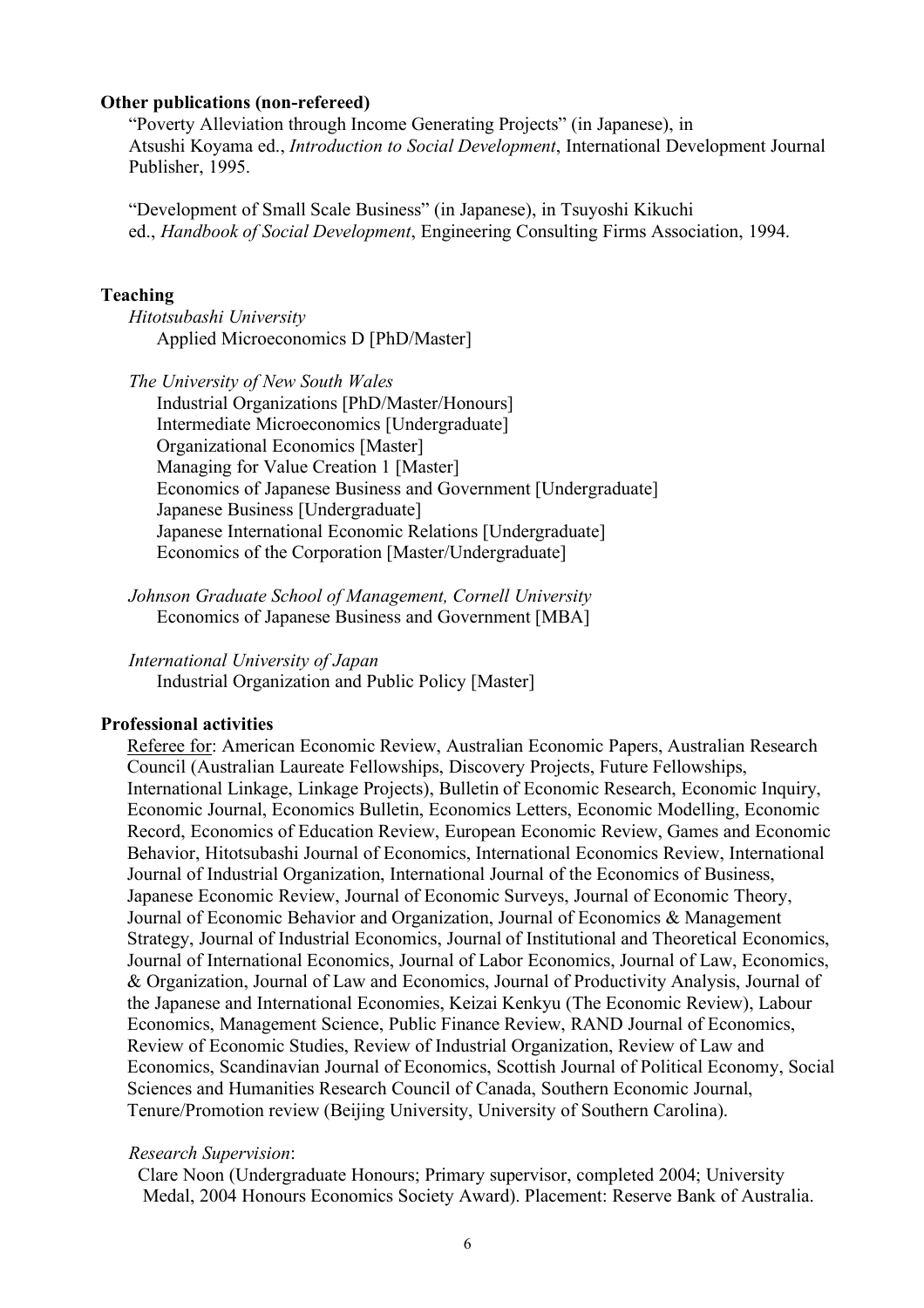**Other publications (non-refereed)**

"Poverty Alleviation through Income Generating Projects" (in Japanese), in Atsushi Koyama ed., *Introduction to Social Development*, International Development Journal Publisher, 1995.

"Development of Small Scale Business" (in Japanese), in Tsuyoshi Kikuchi ed., *Handbook of Social Development*, Engineering Consulting Firms Association, 1994.

**Teaching**

*Hitotsubashi University*

Applied Microeconomics D [PhD/Master]

*The University of New South Wales*

Industrial Organizations [PhD/Master/Honours]
Intermediate Microeconomics [Undergraduate]
Organizational Economics [Master]
Managing for Value Creation 1 [Master]
Economics of Japanese Business and Government [Undergraduate]
Japanese Business [Undergraduate]
Japanese International Economic Relations [Undergraduate]
Economics of the Corporation [Master/Undergraduate]

*Johnson Graduate School of Management, Cornell University*

Economics of Japanese Business and Government [MBA]

*International University of Japan*

Industrial Organization and Public Policy [Master]

**Professional activities**

Referee for: American Economic Review, Australian Economic Papers, Australian Research Council (Australian Laureate Fellowships, Discovery Projects, Future Fellowships, International Linkage, Linkage Projects), Bulletin of Economic Research, Economic Inquiry, Economic Journal, Economics Bulletin, Economics Letters, Economic Modelling, Economic Record, Economics of Education Review, European Economic Review, Games and Economic Behavior, Hitotsubashi Journal of Economics, International Economics Review, International Journal of Industrial Organization, International Journal of the Economics of Business, Japanese Economic Review, Journal of Economic Surveys, Journal of Economic Theory, Journal of Economic Behavior and Organization, Journal of Economics & Management Strategy, Journal of Industrial Economics, Journal of Institutional and Theoretical Economics, Journal of International Economics, Journal of Labor Economics, Journal of Law, Economics, & Organization, Journal of Law and Economics, Journal of Productivity Analysis, Journal of the Japanese and International Economies, Keizai Kenkyu (The Economic Review), Labour Economics, Management Science, Public Finance Review, RAND Journal of Economics, Review of Economic Studies, Review of Industrial Organization, Review of Law and Economics, Scandinavian Journal of Economics, Scottish Journal of Political Economy, Social Sciences and Humanities Research Council of Canada, Southern Economic Journal, Tenure/Promotion review (Beijing University, University of Southern Carolina).

*Research Supervision*:

Clare Noon (Undergraduate Honours; Primary supervisor, completed 2004; University Medal, 2004 Honours Economics Society Award). Placement: Reserve Bank of Australia.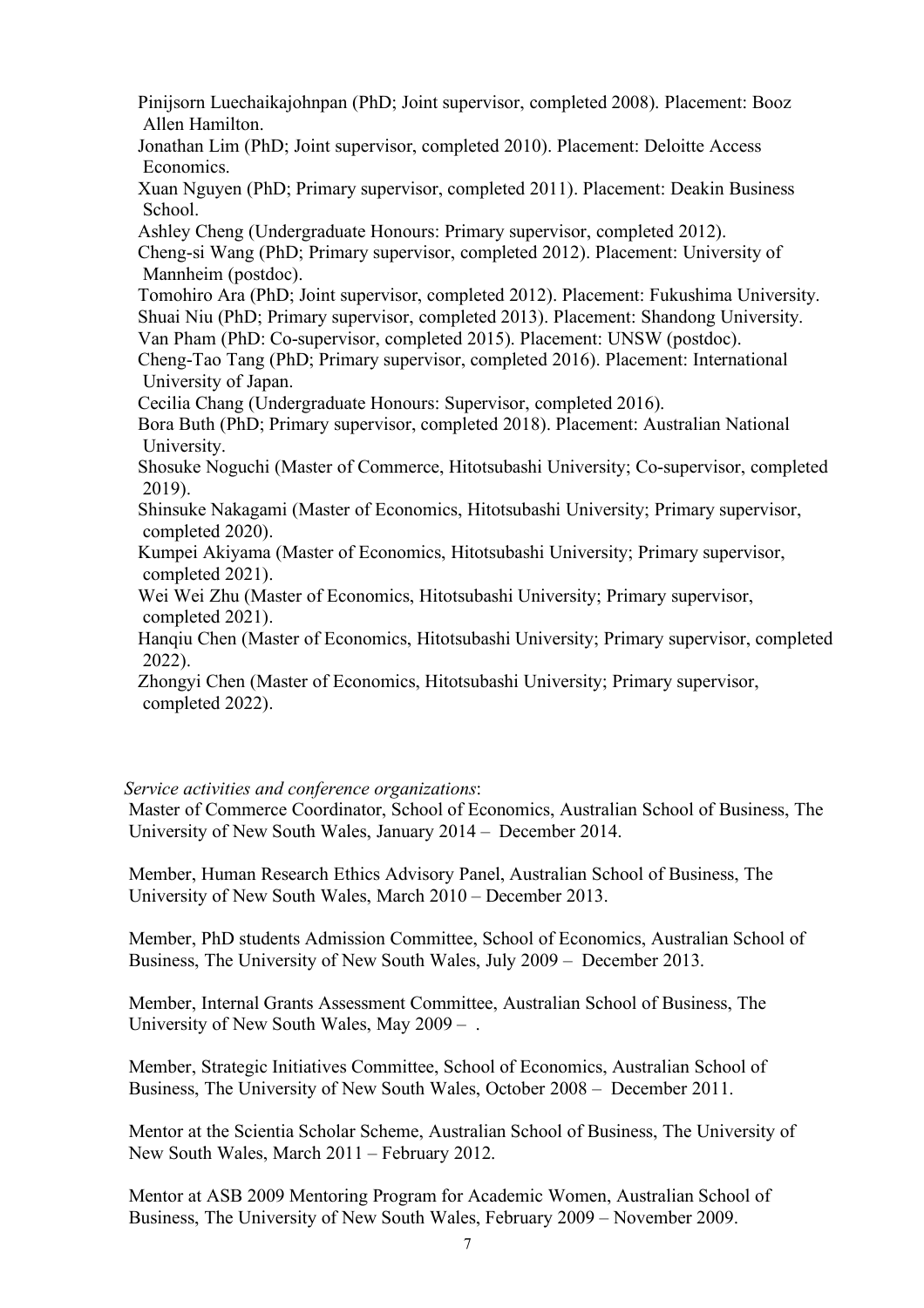Pinijsorn Luechaikajohnpan (PhD; Joint supervisor, completed 2008). Placement: Booz Allen Hamilton.
Jonathan Lim (PhD; Joint supervisor, completed 2010). Placement: Deloitte Access Economics.
Xuan Nguyen (PhD; Primary supervisor, completed 2011). Placement: Deakin Business School.
Ashley Cheng (Undergraduate Honours: Primary supervisor, completed 2012).
Cheng-si Wang (PhD; Primary supervisor, completed 2012). Placement: University of Mannheim (postdoc).
Tomohiro Ara (PhD; Joint supervisor, completed 2012). Placement: Fukushima University.
Shuai Niu (PhD; Primary supervisor, completed 2013). Placement: Shandong University.
Van Pham (PhD: Co-supervisor, completed 2015). Placement: UNSW (postdoc).
Cheng-Tao Tang (PhD; Primary supervisor, completed 2016). Placement: International University of Japan.
Cecilia Chang (Undergraduate Honours: Supervisor, completed 2016).
Bora Buth (PhD; Primary supervisor, completed 2018). Placement: Australian National University.
Shosuke Noguchi (Master of Commerce, Hitotsubashi University; Co-supervisor, completed 2019).
Shinsuke Nakagami (Master of Economics, Hitotsubashi University; Primary supervisor, completed 2020).
Kumpei Akiyama (Master of Economics, Hitotsubashi University; Primary supervisor, completed 2021).
Wei Wei Zhu (Master of Economics, Hitotsubashi University; Primary supervisor, completed 2021).
Hanqiu Chen (Master of Economics, Hitotsubashi University; Primary supervisor, completed 2022).
Zhongyi Chen (Master of Economics, Hitotsubashi University; Primary supervisor, completed 2022).

*Service activities and conference organizations*:

Master of Commerce Coordinator, School of Economics, Australian School of Business, The University of New South Wales, January 2014 – December 2014.

Member, Human Research Ethics Advisory Panel, Australian School of Business, The University of New South Wales, March 2010 – December 2013.

Member, PhD students Admission Committee, School of Economics, Australian School of Business, The University of New South Wales, July 2009 – December 2013.

Member, Internal Grants Assessment Committee, Australian School of Business, The University of New South Wales, May 2009 – .

Member, Strategic Initiatives Committee, School of Economics, Australian School of Business, The University of New South Wales, October 2008 – December 2011.

Mentor at the Scientia Scholar Scheme, Australian School of Business, The University of New South Wales, March 2011 – February 2012.

Mentor at ASB 2009 Mentoring Program for Academic Women, Australian School of Business, The University of New South Wales, February 2009 – November 2009.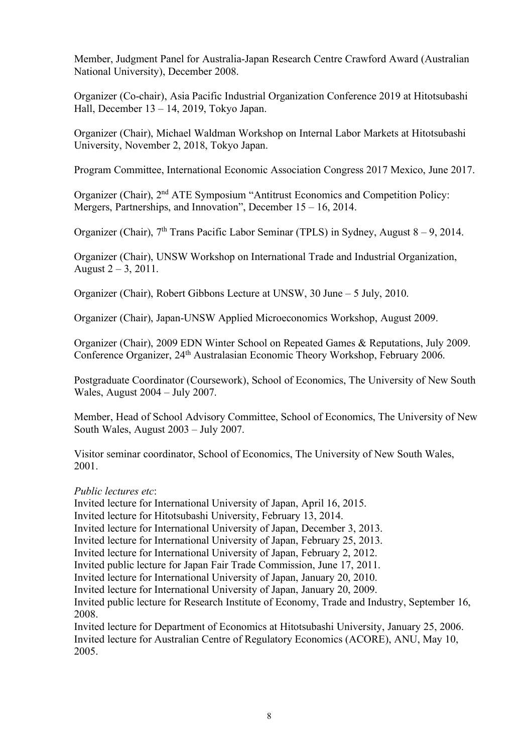Member, Judgment Panel for Australia-Japan Research Centre Crawford Award (Australian National University), December 2008.

Organizer (Co-chair), Asia Pacific Industrial Organization Conference 2019 at Hitotsubashi Hall, December 13 – 14, 2019, Tokyo Japan.

Organizer (Chair), Michael Waldman Workshop on Internal Labor Markets at Hitotsubashi University, November 2, 2018, Tokyo Japan.

Program Committee, International Economic Association Congress 2017 Mexico, June 2017.

Organizer (Chair), 2nd ATE Symposium "Antitrust Economics and Competition Policy: Mergers, Partnerships, and Innovation", December 15 – 16, 2014.

Organizer (Chair), 7th Trans Pacific Labor Seminar (TPLS) in Sydney, August 8 – 9, 2014.

Organizer (Chair), UNSW Workshop on International Trade and Industrial Organization, August 2 – 3, 2011.

Organizer (Chair), Robert Gibbons Lecture at UNSW, 30 June – 5 July, 2010.

Organizer (Chair), Japan-UNSW Applied Microeconomics Workshop, August 2009.

Organizer (Chair), 2009 EDN Winter School on Repeated Games & Reputations, July 2009.
Conference Organizer, 24th Australasian Economic Theory Workshop, February 2006.

Postgraduate Coordinator (Coursework), School of Economics, The University of New South Wales, August 2004 – July 2007.

Member, Head of School Advisory Committee, School of Economics, The University of New South Wales, August 2003 – July 2007.

Visitor seminar coordinator, School of Economics, The University of New South Wales, 2001.

*Public lectures etc*:

Invited lecture for International University of Japan, April 16, 2015.
Invited lecture for Hitotsubashi University, February 13, 2014.
Invited lecture for International University of Japan, December 3, 2013.
Invited lecture for International University of Japan, February 25, 2013.
Invited lecture for International University of Japan, February 2, 2012.
Invited public lecture for Japan Fair Trade Commission, June 17, 2011.
Invited lecture for International University of Japan, January 20, 2010.
Invited lecture for International University of Japan, January 20, 2009.
Invited public lecture for Research Institute of Economy, Trade and Industry, September 16, 2008.
Invited lecture for Department of Economics at Hitotsubashi University, January 25, 2006.
Invited lecture for Australian Centre of Regulatory Economics (ACORE), ANU, May 10, 2005.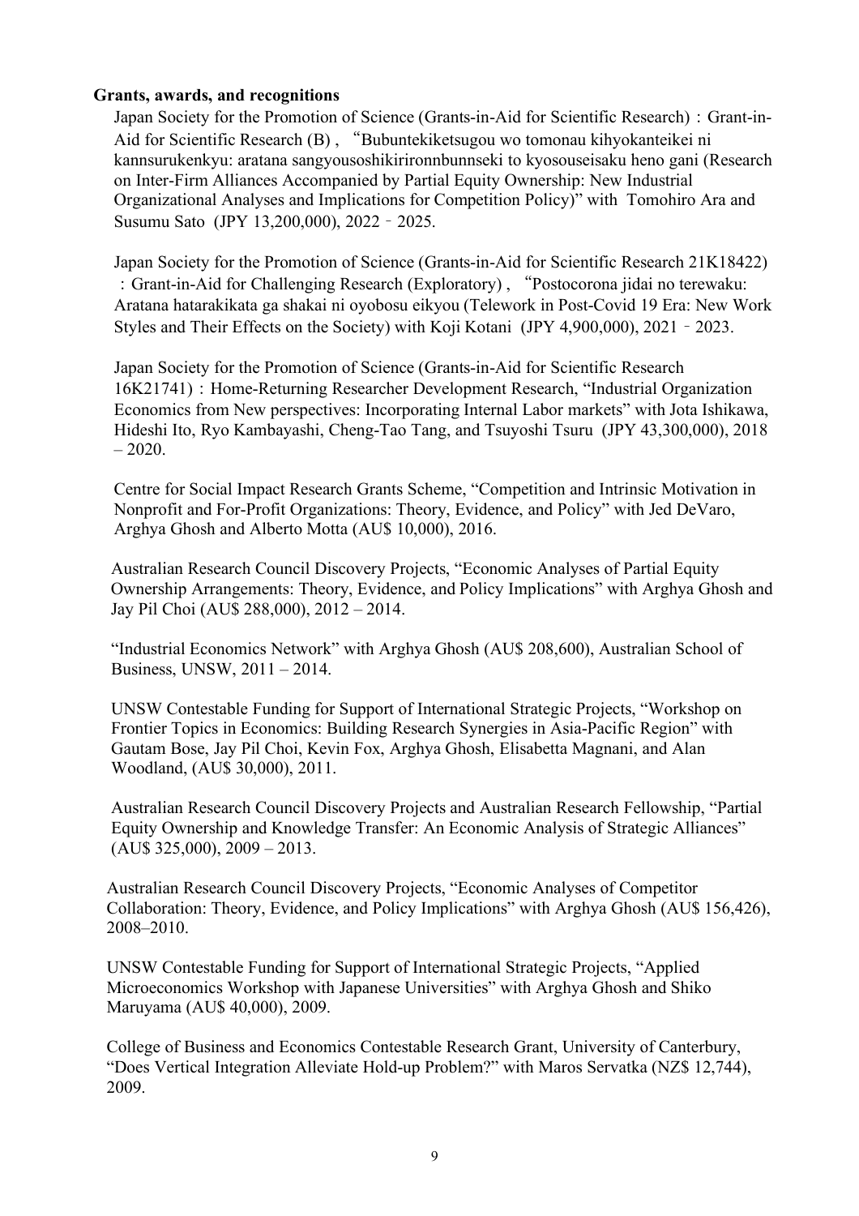**Grants, awards, and recognitions**

Japan Society for the Promotion of Science (Grants-in-Aid for Scientific Research)：Grant-in-Aid for Scientific Research (B) , "Bubuntekiketsugou wo tomonau kihyokanteikei ni kannsurukenkyu: aratana sangyousoshikirironnbunnseki to kyosouseisaku heno gani (Research on Inter-Firm Alliances Accompanied by Partial Equity Ownership: New Industrial Organizational Analyses and Implications for Competition Policy)" with Tomohiro Ara and Susumu Sato (JPY 13,200,000), 2022 ‐ 2025.

Japan Society for the Promotion of Science (Grants-in-Aid for Scientific Research 21K18422)：Grant-in-Aid for Challenging Research (Exploratory) , "Postocorona jidai no terewaku: Aratana hatarakikata ga shakai ni oyobosu eikyou (Telework in Post-Covid 19 Era: New Work Styles and Their Effects on the Society) with Koji Kotani (JPY 4,900,000), 2021 ‐ 2023.

Japan Society for the Promotion of Science (Grants-in-Aid for Scientific Research 16K21741)：Home-Returning Researcher Development Research, "Industrial Organization Economics from New perspectives: Incorporating Internal Labor markets" with Jota Ishikawa, Hideshi Ito, Ryo Kambayashi, Cheng-Tao Tang, and Tsuyoshi Tsuru (JPY 43,300,000), 2018 – 2020.

Centre for Social Impact Research Grants Scheme, "Competition and Intrinsic Motivation in Nonprofit and For-Profit Organizations: Theory, Evidence, and Policy" with Jed DeVaro, Arghya Ghosh and Alberto Motta (AU$ 10,000), 2016.

Australian Research Council Discovery Projects, "Economic Analyses of Partial Equity Ownership Arrangements: Theory, Evidence, and Policy Implications" with Arghya Ghosh and Jay Pil Choi (AU$ 288,000), 2012 – 2014.

"Industrial Economics Network" with Arghya Ghosh (AU$ 208,600), Australian School of Business, UNSW, 2011 – 2014.

UNSW Contestable Funding for Support of International Strategic Projects, "Workshop on Frontier Topics in Economics: Building Research Synergies in Asia-Pacific Region" with Gautam Bose, Jay Pil Choi, Kevin Fox, Arghya Ghosh, Elisabetta Magnani, and Alan Woodland, (AU$ 30,000), 2011.

Australian Research Council Discovery Projects and Australian Research Fellowship, "Partial Equity Ownership and Knowledge Transfer: An Economic Analysis of Strategic Alliances" (AU$ 325,000), 2009 – 2013.

Australian Research Council Discovery Projects, "Economic Analyses of Competitor Collaboration: Theory, Evidence, and Policy Implications" with Arghya Ghosh (AU$ 156,426), 2008–2010.

UNSW Contestable Funding for Support of International Strategic Projects, "Applied Microeconomics Workshop with Japanese Universities" with Arghya Ghosh and Shiko Maruyama (AU$ 40,000), 2009.

College of Business and Economics Contestable Research Grant, University of Canterbury, "Does Vertical Integration Alleviate Hold-up Problem?" with Maros Servatka (NZ$ 12,744), 2009.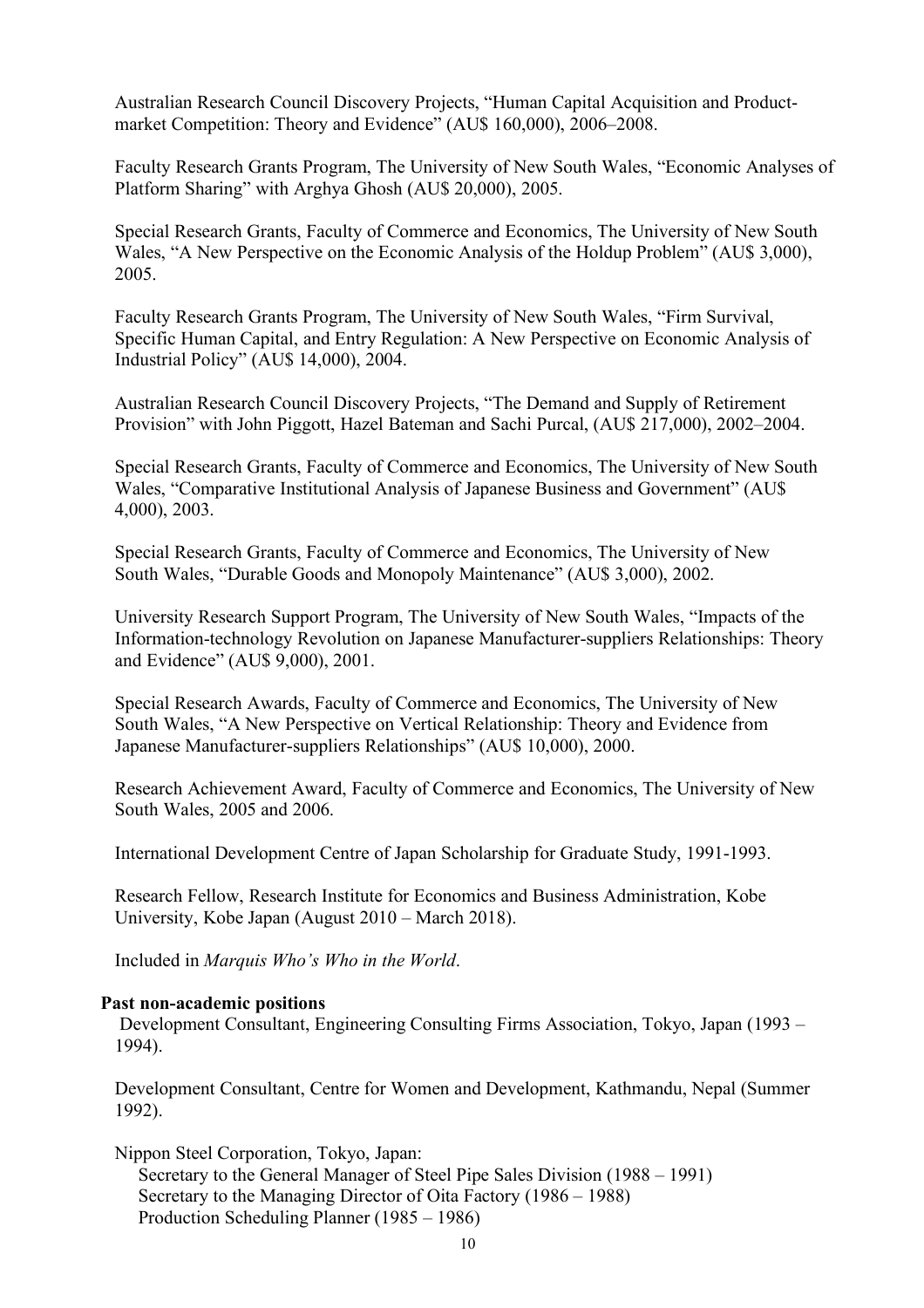Australian Research Council Discovery Projects, "Human Capital Acquisition and Product-market Competition: Theory and Evidence" (AU$ 160,000), 2006–2008.

Faculty Research Grants Program, The University of New South Wales, "Economic Analyses of Platform Sharing" with Arghya Ghosh (AU$ 20,000), 2005.

Special Research Grants, Faculty of Commerce and Economics, The University of New South Wales, "A New Perspective on the Economic Analysis of the Holdup Problem" (AU$ 3,000), 2005.

Faculty Research Grants Program, The University of New South Wales, "Firm Survival, Specific Human Capital, and Entry Regulation: A New Perspective on Economic Analysis of Industrial Policy" (AU$ 14,000), 2004.

Australian Research Council Discovery Projects, "The Demand and Supply of Retirement Provision" with John Piggott, Hazel Bateman and Sachi Purcal, (AU$ 217,000), 2002–2004.

Special Research Grants, Faculty of Commerce and Economics, The University of New South Wales, "Comparative Institutional Analysis of Japanese Business and Government" (AU$ 4,000), 2003.

Special Research Grants, Faculty of Commerce and Economics, The University of New South Wales, "Durable Goods and Monopoly Maintenance" (AU$ 3,000), 2002.

University Research Support Program, The University of New South Wales, "Impacts of the Information-technology Revolution on Japanese Manufacturer-suppliers Relationships: Theory and Evidence" (AU$ 9,000), 2001.

Special Research Awards, Faculty of Commerce and Economics, The University of New South Wales, "A New Perspective on Vertical Relationship: Theory and Evidence from Japanese Manufacturer-suppliers Relationships" (AU$ 10,000), 2000.

Research Achievement Award, Faculty of Commerce and Economics, The University of New South Wales, 2005 and 2006.

International Development Centre of Japan Scholarship for Graduate Study, 1991-1993.

Research Fellow, Research Institute for Economics and Business Administration, Kobe University, Kobe Japan (August 2010 – March 2018).

Included in *Marquis Who's Who in the World*.

**Past non-academic positions**

Development Consultant, Engineering Consulting Firms Association, Tokyo, Japan (1993 – 1994).

Development Consultant, Centre for Women and Development, Kathmandu, Nepal (Summer 1992).

Nippon Steel Corporation, Tokyo, Japan:
- Secretary to the General Manager of Steel Pipe Sales Division (1988 – 1991)
- Secretary to the Managing Director of Oita Factory (1986 – 1988)
- Production Scheduling Planner (1985 – 1986)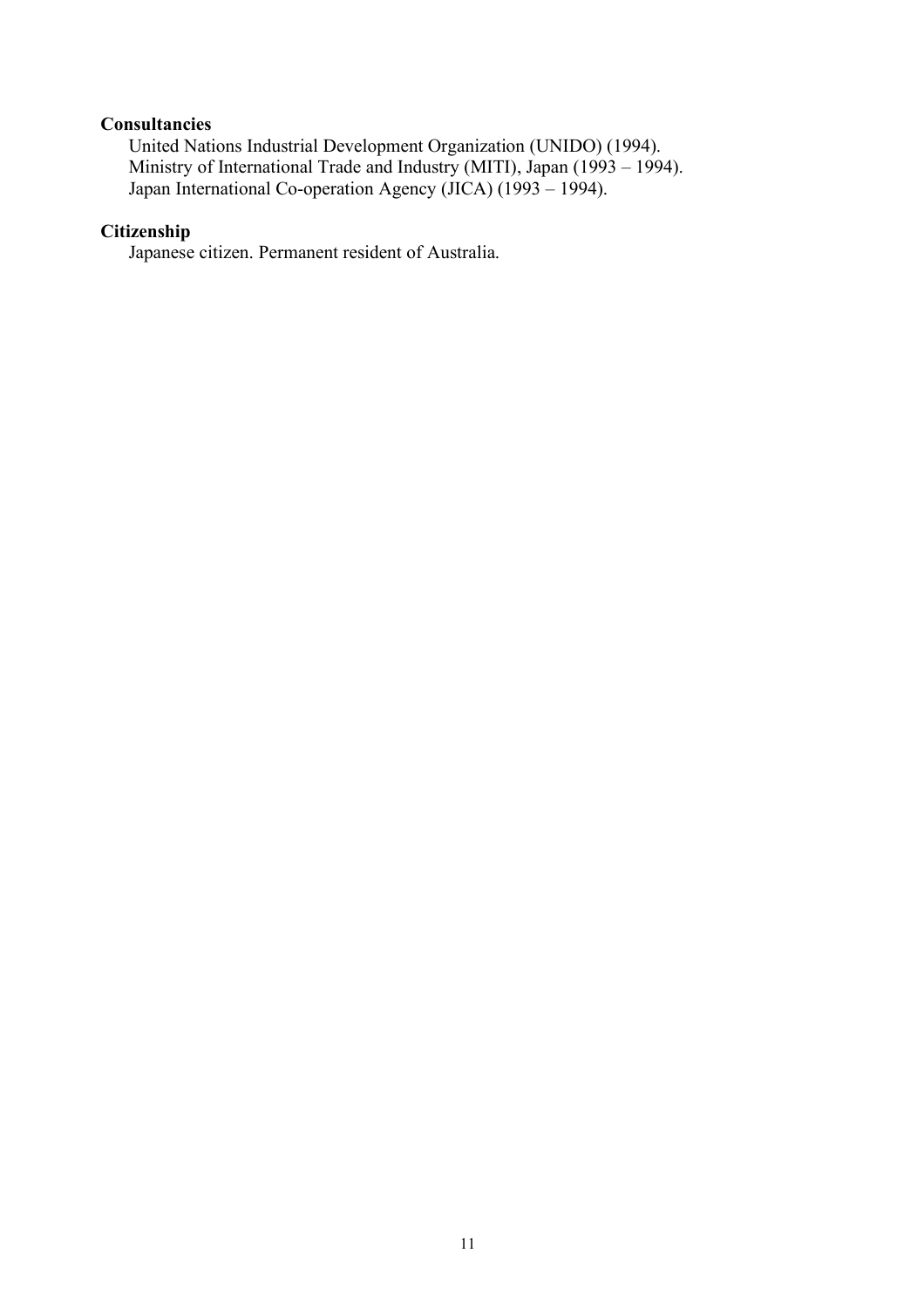**Consultancies**

United Nations Industrial Development Organization (UNIDO) (1994).
Ministry of International Trade and Industry (MITI), Japan (1993 – 1994).
Japan International Co-operation Agency (JICA) (1993 – 1994).

**Citizenship**

Japanese citizen. Permanent resident of Australia.